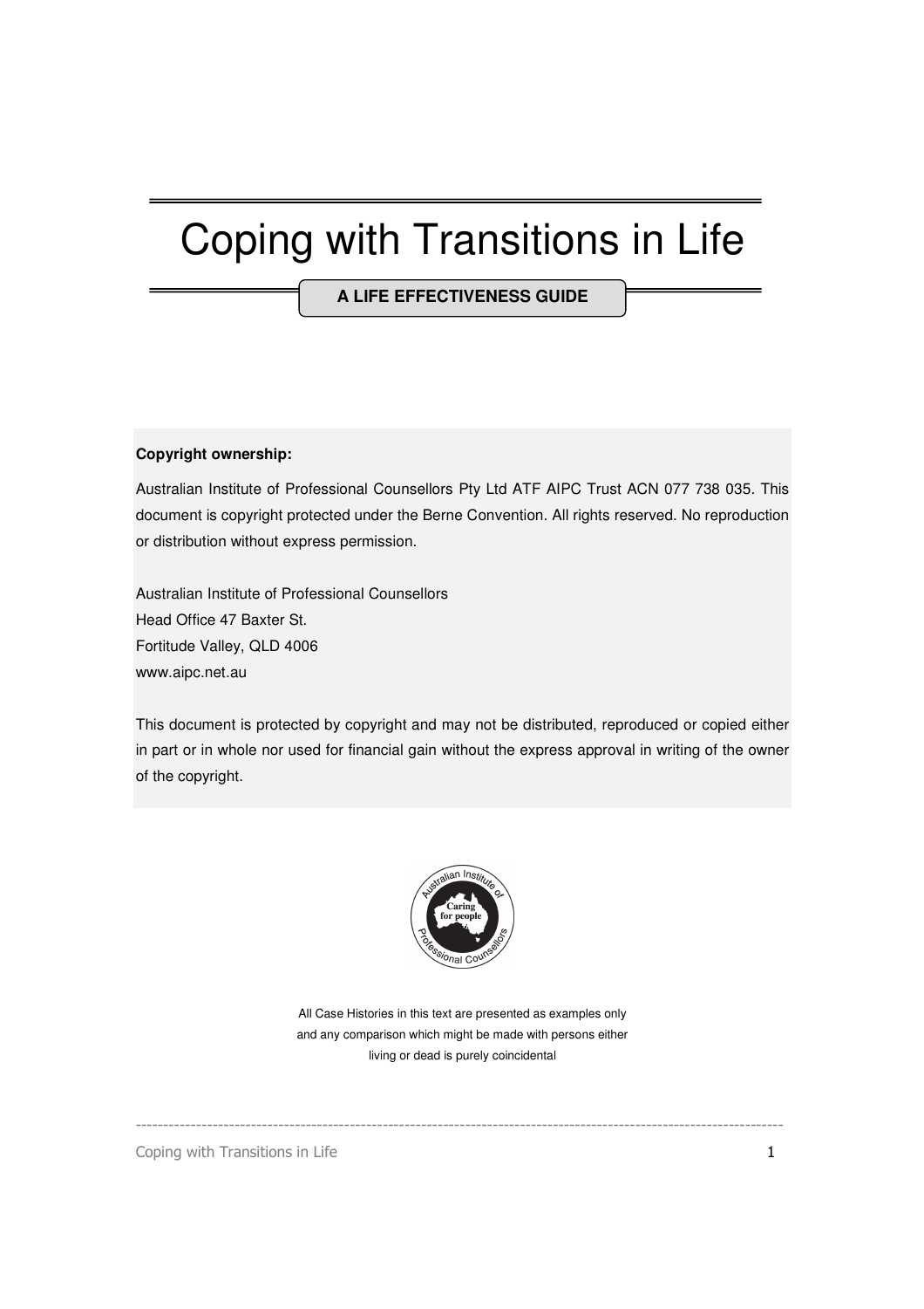# Coping with Transitions in Life

**A LIFE EFFECTIVENESS GUIDE**

**Copyright ownership:**

Australian Institute of Professional Counsellors Pty Ltd ATF AIPC Trust ACN 077 738 035. This document is copyright protected under the Berne Convention. All rights reserved. No reproduction or distribution without express permission.

Australian Institute of Professional Counsellors
Head Office 47 Baxter St.
Fortitude Valley, QLD 4006
www.aipc.net.au

This document is protected by copyright and may not be distributed, reproduced or copied either in part or in whole nor used for financial gain without the express approval in writing of the owner of the copyright.

All Case Histories in this text are presented as examples only and any comparison which might be made with persons either living or dead is purely coincidental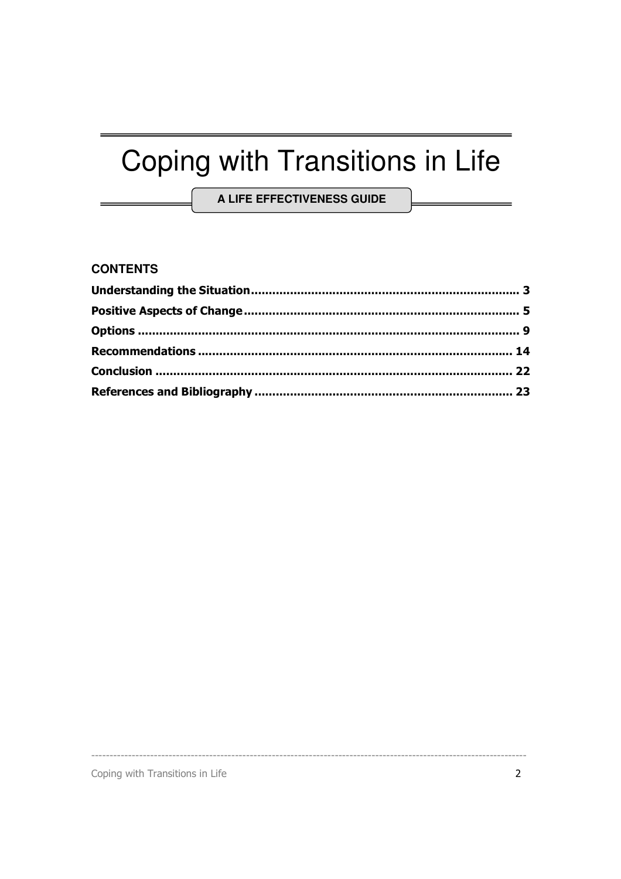# Coping with Transitions in Life

**A LIFE EFFECTIVENESS GUIDE**

**CONTENTS**

**Understanding the Situation.......................................................................... 3**
**Positive Aspects of Change............................................................................ 5**
**Options ........................................................................................................ 9**
**Recommendations ....................................................................................... 14**
**Conclusion .................................................................................................. 22**
**References and Bibliography ........................................................................ 23**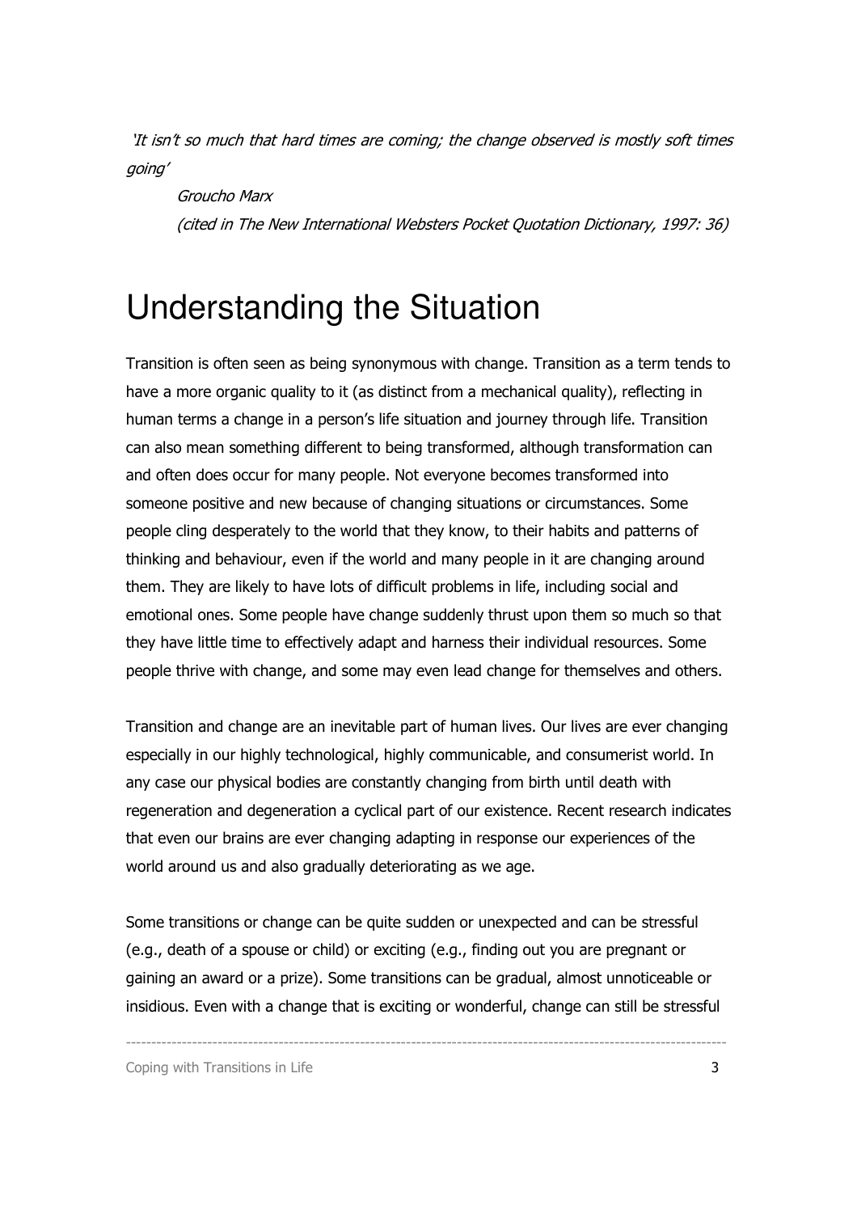*'It isn't so much that hard times are coming; the change observed is mostly soft times going'*

*Groucho Marx*

*(cited in The New International Websters Pocket Quotation Dictionary, 1997: 36)*

# Understanding the Situation

Transition is often seen as being synonymous with change. Transition as a term tends to have a more organic quality to it (as distinct from a mechanical quality), reflecting in human terms a change in a person's life situation and journey through life. Transition can also mean something different to being transformed, although transformation can and often does occur for many people. Not everyone becomes transformed into someone positive and new because of changing situations or circumstances. Some people cling desperately to the world that they know, to their habits and patterns of thinking and behaviour, even if the world and many people in it are changing around them. They are likely to have lots of difficult problems in life, including social and emotional ones. Some people have change suddenly thrust upon them so much so that they have little time to effectively adapt and harness their individual resources. Some people thrive with change, and some may even lead change for themselves and others.

Transition and change are an inevitable part of human lives. Our lives are ever changing especially in our highly technological, highly communicable, and consumerist world. In any case our physical bodies are constantly changing from birth until death with regeneration and degeneration a cyclical part of our existence. Recent research indicates that even our brains are ever changing adapting in response our experiences of the world around us and also gradually deteriorating as we age.

Some transitions or change can be quite sudden or unexpected and can be stressful (e.g., death of a spouse or child) or exciting (e.g., finding out you are pregnant or gaining an award or a prize). Some transitions can be gradual, almost unnoticeable or insidious. Even with a change that is exciting or wonderful, change can still be stressful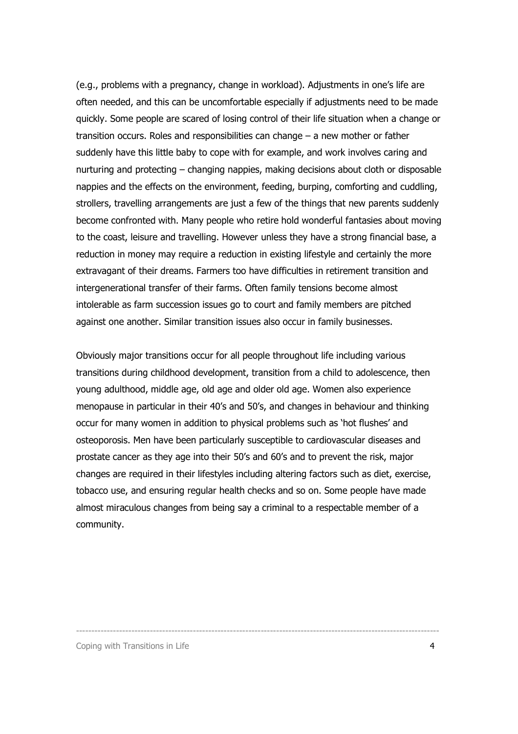(e.g., problems with a pregnancy, change in workload). Adjustments in one's life are often needed, and this can be uncomfortable especially if adjustments need to be made quickly. Some people are scared of losing control of their life situation when a change or transition occurs. Roles and responsibilities can change – a new mother or father suddenly have this little baby to cope with for example, and work involves caring and nurturing and protecting – changing nappies, making decisions about cloth or disposable nappies and the effects on the environment, feeding, burping, comforting and cuddling, strollers, travelling arrangements are just a few of the things that new parents suddenly become confronted with. Many people who retire hold wonderful fantasies about moving to the coast, leisure and travelling. However unless they have a strong financial base, a reduction in money may require a reduction in existing lifestyle and certainly the more extravagant of their dreams. Farmers too have difficulties in retirement transition and intergenerational transfer of their farms. Often family tensions become almost intolerable as farm succession issues go to court and family members are pitched against one another. Similar transition issues also occur in family businesses.

Obviously major transitions occur for all people throughout life including various transitions during childhood development, transition from a child to adolescence, then young adulthood, middle age, old age and older old age. Women also experience menopause in particular in their 40's and 50's, and changes in behaviour and thinking occur for many women in addition to physical problems such as 'hot flushes' and osteoporosis. Men have been particularly susceptible to cardiovascular diseases and prostate cancer as they age into their 50's and 60's and to prevent the risk, major changes are required in their lifestyles including altering factors such as diet, exercise, tobacco use, and ensuring regular health checks and so on. Some people have made almost miraculous changes from being say a criminal to a respectable member of a community.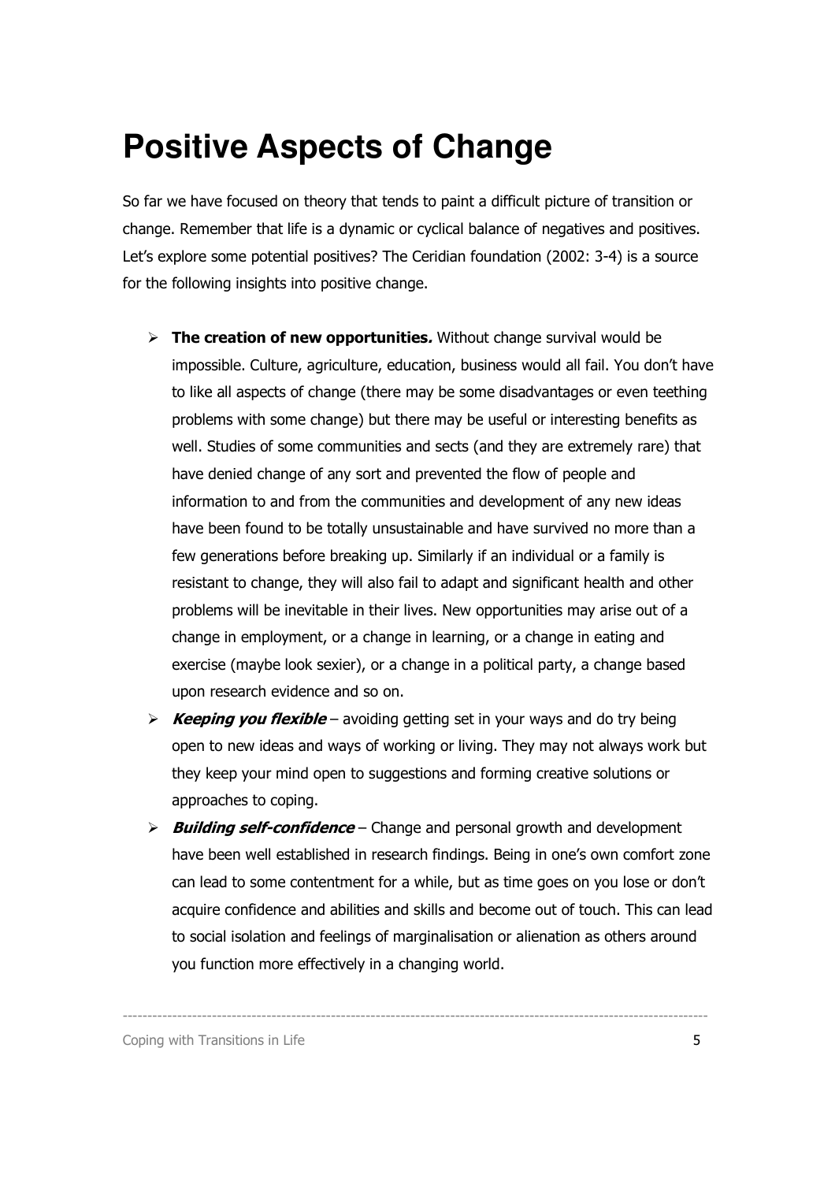# Positive Aspects of Change

So far we have focused on theory that tends to paint a difficult picture of transition or change. Remember that life is a dynamic or cyclical balance of negatives and positives. Let's explore some potential positives? The Ceridian foundation (2002: 3-4) is a source for the following insights into positive change.

- **The creation of new opportunities*.*** Without change survival would be impossible. Culture, agriculture, education, business would all fail. You don't have to like all aspects of change (there may be some disadvantages or even teething problems with some change) but there may be useful or interesting benefits as well. Studies of some communities and sects (and they are extremely rare) that have denied change of any sort and prevented the flow of people and information to and from the communities and development of any new ideas have been found to be totally unsustainable and have survived no more than a few generations before breaking up. Similarly if an individual or a family is resistant to change, they will also fail to adapt and significant health and other problems will be inevitable in their lives. New opportunities may arise out of a change in employment, or a change in learning, or a change in eating and exercise (maybe look sexier), or a change in a political party, a change based upon research evidence and so on.
- ***Keeping you flexible*** – avoiding getting set in your ways and do try being open to new ideas and ways of working or living. They may not always work but they keep your mind open to suggestions and forming creative solutions or approaches to coping.
- ***Building self-confidence*** – Change and personal growth and development have been well established in research findings. Being in one's own comfort zone can lead to some contentment for a while, but as time goes on you lose or don't acquire confidence and abilities and skills and become out of touch. This can lead to social isolation and feelings of marginalisation or alienation as others around you function more effectively in a changing world.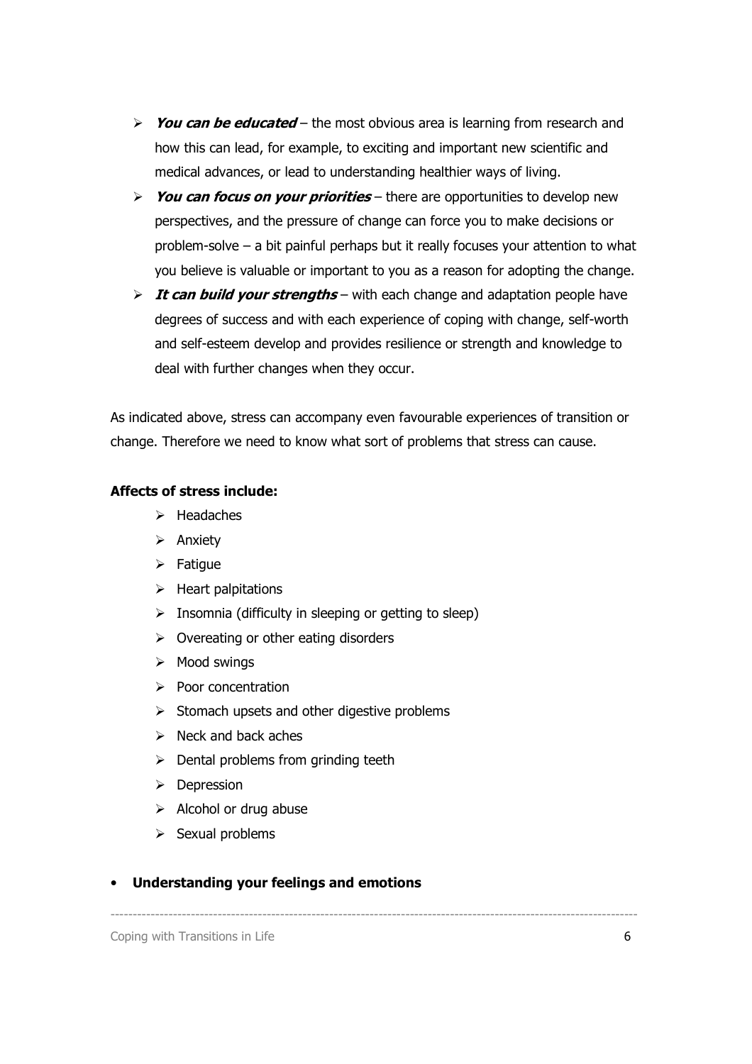- ***You can be educated*** – the most obvious area is learning from research and how this can lead, for example, to exciting and important new scientific and medical advances, or lead to understanding healthier ways of living.
- ***You can focus on your priorities*** – there are opportunities to develop new perspectives, and the pressure of change can force you to make decisions or problem-solve – a bit painful perhaps but it really focuses your attention to what you believe is valuable or important to you as a reason for adopting the change.
- ***It can build your strengths*** – with each change and adaptation people have degrees of success and with each experience of coping with change, self-worth and self-esteem develop and provides resilience or strength and knowledge to deal with further changes when they occur.

As indicated above, stress can accompany even favourable experiences of transition or change. Therefore we need to know what sort of problems that stress can cause.

**Affects of stress include:**

- Headaches
- Anxiety
- Fatigue
- Heart palpitations
- Insomnia (difficulty in sleeping or getting to sleep)
- Overeating or other eating disorders
- Mood swings
- Poor concentration
- Stomach upsets and other digestive problems
- Neck and back aches
- Dental problems from grinding teeth
- Depression
- Alcohol or drug abuse
- Sexual problems

- **Understanding your feelings and emotions**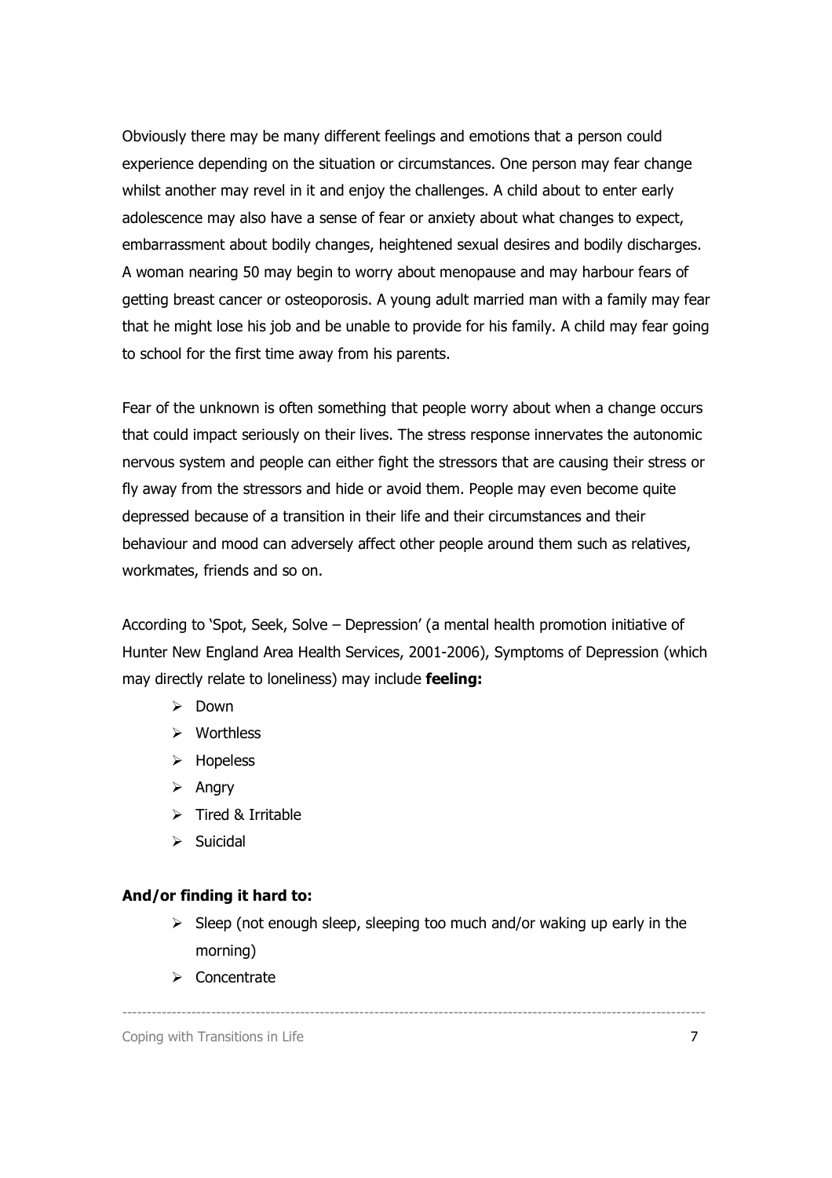Obviously there may be many different feelings and emotions that a person could experience depending on the situation or circumstances. One person may fear change whilst another may revel in it and enjoy the challenges. A child about to enter early adolescence may also have a sense of fear or anxiety about what changes to expect, embarrassment about bodily changes, heightened sexual desires and bodily discharges. A woman nearing 50 may begin to worry about menopause and may harbour fears of getting breast cancer or osteoporosis. A young adult married man with a family may fear that he might lose his job and be unable to provide for his family. A child may fear going to school for the first time away from his parents.

Fear of the unknown is often something that people worry about when a change occurs that could impact seriously on their lives. The stress response innervates the autonomic nervous system and people can either fight the stressors that are causing their stress or fly away from the stressors and hide or avoid them. People may even become quite depressed because of a transition in their life and their circumstances and their behaviour and mood can adversely affect other people around them such as relatives, workmates, friends and so on.

According to 'Spot, Seek, Solve – Depression' (a mental health promotion initiative of Hunter New England Area Health Services, 2001-2006), Symptoms of Depression (which may directly relate to loneliness) may include **feeling:**

- Down
- Worthless
- Hopeless
- Angry
- Tired & Irritable
- Suicidal

**And/or finding it hard to:**

- Sleep (not enough sleep, sleeping too much and/or waking up early in the morning)
- Concentrate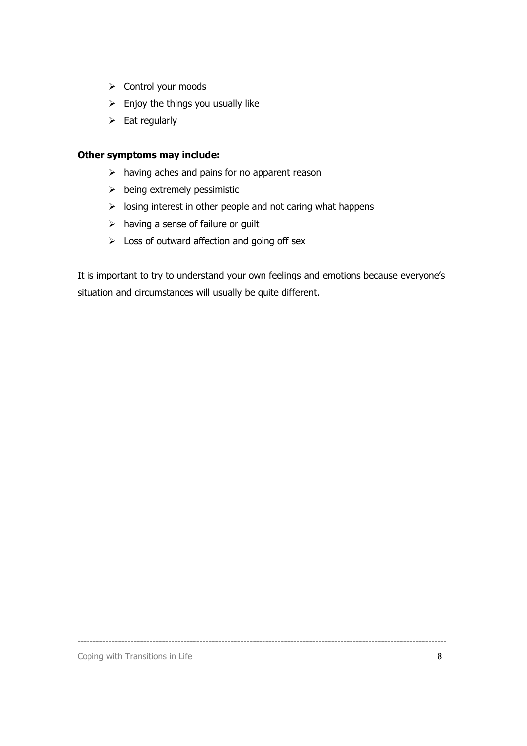- Control your moods
- Enjoy the things you usually like
- Eat regularly

**Other symptoms may include:**

- having aches and pains for no apparent reason
- being extremely pessimistic
- losing interest in other people and not caring what happens
- having a sense of failure or guilt
- Loss of outward affection and going off sex

It is important to try to understand your own feelings and emotions because everyone's situation and circumstances will usually be quite different.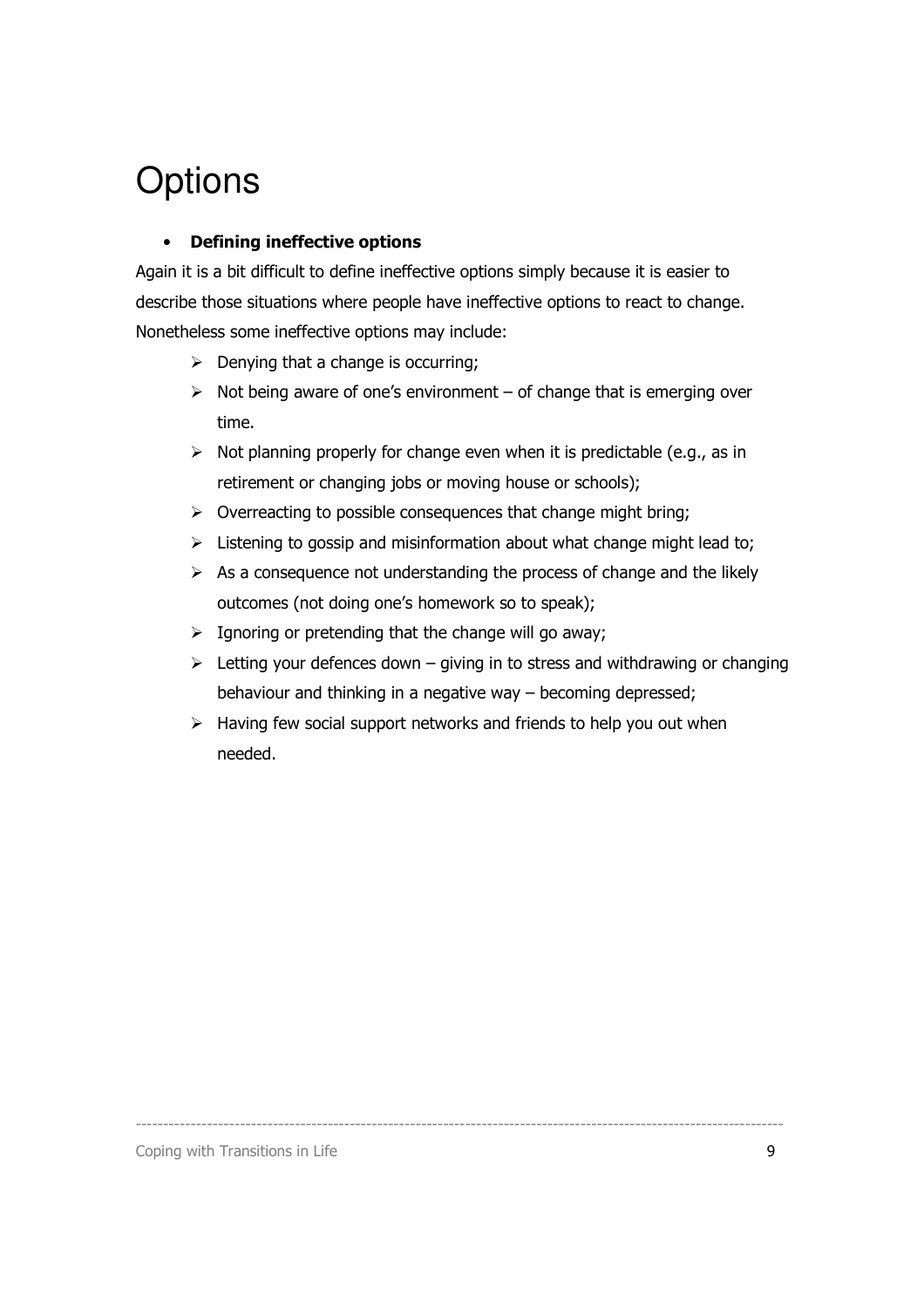# Options

- **Defining ineffective options**

Again it is a bit difficult to define ineffective options simply because it is easier to describe those situations where people have ineffective options to react to change. Nonetheless some ineffective options may include:

  - Denying that a change is occurring;
  - Not being aware of one's environment – of change that is emerging over time.
  - Not planning properly for change even when it is predictable (e.g., as in retirement or changing jobs or moving house or schools);
  - Overreacting to possible consequences that change might bring;
  - Listening to gossip and misinformation about what change might lead to;
  - As a consequence not understanding the process of change and the likely outcomes (not doing one's homework so to speak);
  - Ignoring or pretending that the change will go away;
  - Letting your defences down – giving in to stress and withdrawing or changing behaviour and thinking in a negative way – becoming depressed;
  - Having few social support networks and friends to help you out when needed.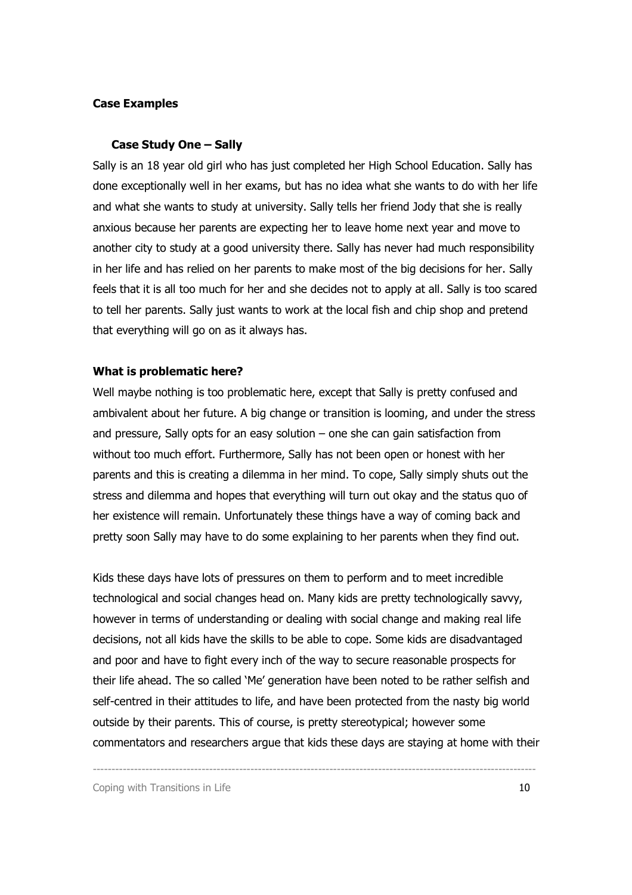**Case Examples**

**Case Study One – Sally**

Sally is an 18 year old girl who has just completed her High School Education. Sally has done exceptionally well in her exams, but has no idea what she wants to do with her life and what she wants to study at university. Sally tells her friend Jody that she is really anxious because her parents are expecting her to leave home next year and move to another city to study at a good university there. Sally has never had much responsibility in her life and has relied on her parents to make most of the big decisions for her. Sally feels that it is all too much for her and she decides not to apply at all. Sally is too scared to tell her parents. Sally just wants to work at the local fish and chip shop and pretend that everything will go on as it always has.

**What is problematic here?**

Well maybe nothing is too problematic here, except that Sally is pretty confused and ambivalent about her future. A big change or transition is looming, and under the stress and pressure, Sally opts for an easy solution – one she can gain satisfaction from without too much effort. Furthermore, Sally has not been open or honest with her parents and this is creating a dilemma in her mind. To cope, Sally simply shuts out the stress and dilemma and hopes that everything will turn out okay and the status quo of her existence will remain. Unfortunately these things have a way of coming back and pretty soon Sally may have to do some explaining to her parents when they find out.

Kids these days have lots of pressures on them to perform and to meet incredible technological and social changes head on. Many kids are pretty technologically savvy, however in terms of understanding or dealing with social change and making real life decisions, not all kids have the skills to be able to cope. Some kids are disadvantaged and poor and have to fight every inch of the way to secure reasonable prospects for their life ahead. The so called 'Me' generation have been noted to be rather selfish and self-centred in their attitudes to life, and have been protected from the nasty big world outside by their parents. This of course, is pretty stereotypical; however some commentators and researchers argue that kids these days are staying at home with their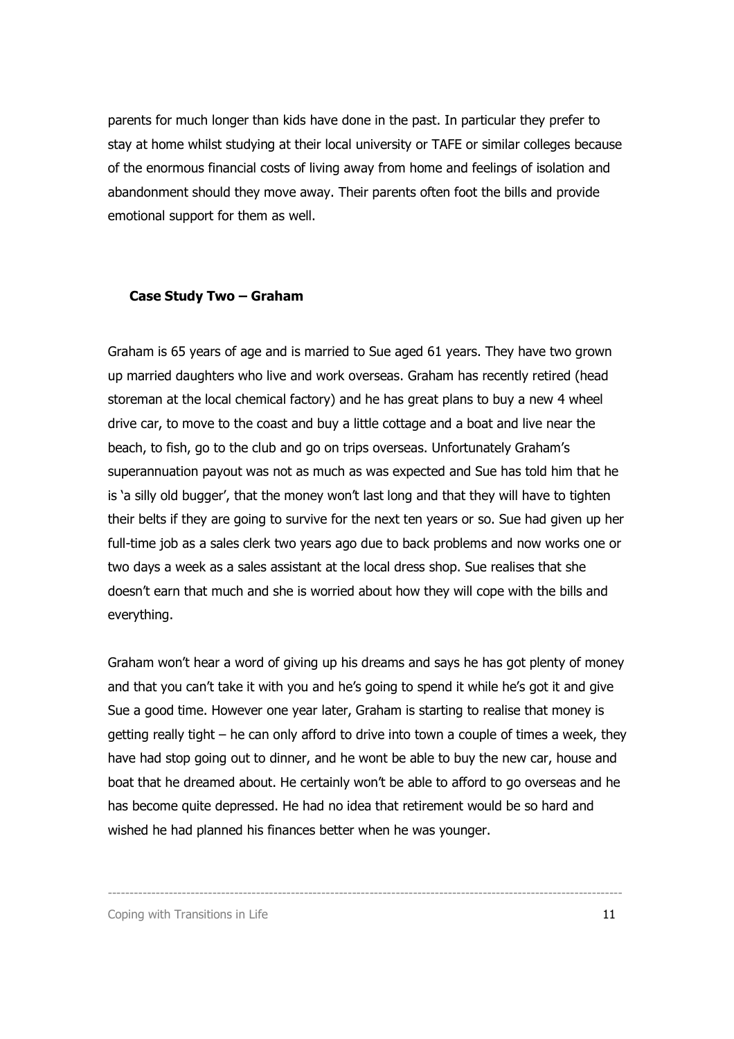parents for much longer than kids have done in the past. In particular they prefer to stay at home whilst studying at their local university or TAFE or similar colleges because of the enormous financial costs of living away from home and feelings of isolation and abandonment should they move away. Their parents often foot the bills and provide emotional support for them as well.

### Case Study Two – Graham

Graham is 65 years of age and is married to Sue aged 61 years. They have two grown up married daughters who live and work overseas. Graham has recently retired (head storeman at the local chemical factory) and he has great plans to buy a new 4 wheel drive car, to move to the coast and buy a little cottage and a boat and live near the beach, to fish, go to the club and go on trips overseas. Unfortunately Graham's superannuation payout was not as much as was expected and Sue has told him that he is 'a silly old bugger', that the money won't last long and that they will have to tighten their belts if they are going to survive for the next ten years or so. Sue had given up her full-time job as a sales clerk two years ago due to back problems and now works one or two days a week as a sales assistant at the local dress shop. Sue realises that she doesn't earn that much and she is worried about how they will cope with the bills and everything.

Graham won't hear a word of giving up his dreams and says he has got plenty of money and that you can't take it with you and he's going to spend it while he's got it and give Sue a good time. However one year later, Graham is starting to realise that money is getting really tight – he can only afford to drive into town a couple of times a week, they have had stop going out to dinner, and he wont be able to buy the new car, house and boat that he dreamed about. He certainly won't be able to afford to go overseas and he has become quite depressed. He had no idea that retirement would be so hard and wished he had planned his finances better when he was younger.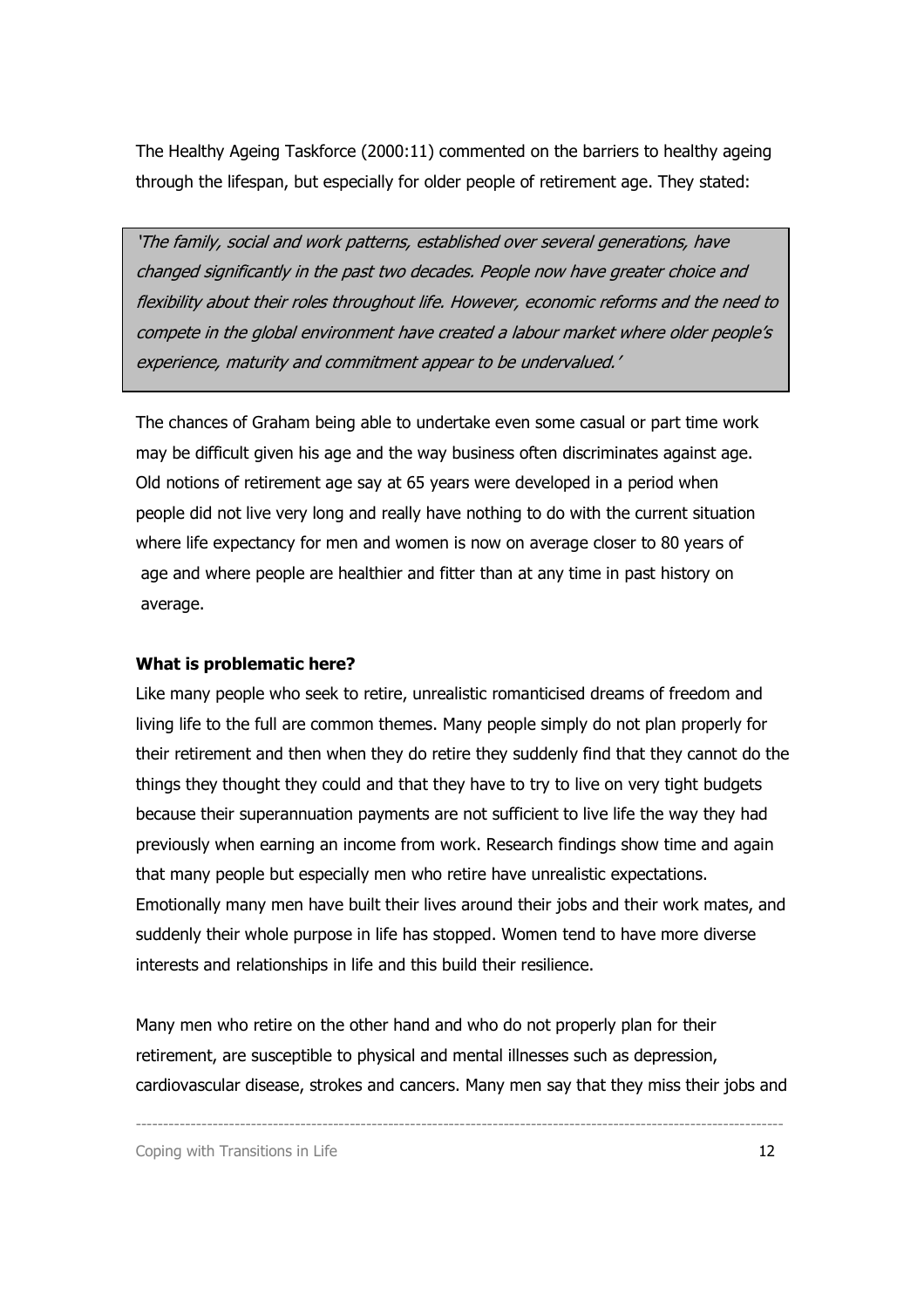The Healthy Ageing Taskforce (2000:11) commented on the barriers to healthy ageing through the lifespan, but especially for older people of retirement age. They stated:

> *'The family, social and work patterns, established over several generations, have changed significantly in the past two decades. People now have greater choice and flexibility about their roles throughout life. However, economic reforms and the need to compete in the global environment have created a labour market where older people's experience, maturity and commitment appear to be undervalued.'*

The chances of Graham being able to undertake even some casual or part time work may be difficult given his age and the way business often discriminates against age. Old notions of retirement age say at 65 years were developed in a period when people did not live very long and really have nothing to do with the current situation where life expectancy for men and women is now on average closer to 80 years of age and where people are healthier and fitter than at any time in past history on average.

**What is problematic here?**

Like many people who seek to retire, unrealistic romanticised dreams of freedom and living life to the full are common themes. Many people simply do not plan properly for their retirement and then when they do retire they suddenly find that they cannot do the things they thought they could and that they have to try to live on very tight budgets because their superannuation payments are not sufficient to live life the way they had previously when earning an income from work. Research findings show time and again that many people but especially men who retire have unrealistic expectations. Emotionally many men have built their lives around their jobs and their work mates, and suddenly their whole purpose in life has stopped. Women tend to have more diverse interests and relationships in life and this build their resilience.

Many men who retire on the other hand and who do not properly plan for their retirement, are susceptible to physical and mental illnesses such as depression, cardiovascular disease, strokes and cancers. Many men say that they miss their jobs and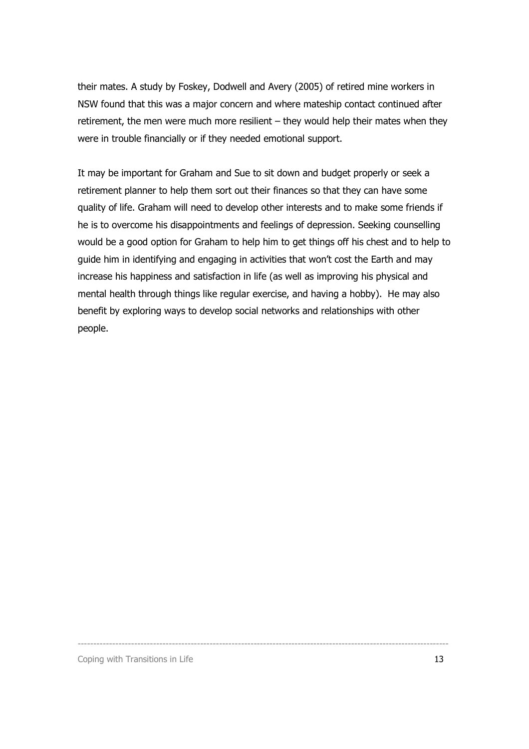their mates. A study by Foskey, Dodwell and Avery (2005) of retired mine workers in NSW found that this was a major concern and where mateship contact continued after retirement, the men were much more resilient – they would help their mates when they were in trouble financially or if they needed emotional support.

It may be important for Graham and Sue to sit down and budget properly or seek a retirement planner to help them sort out their finances so that they can have some quality of life. Graham will need to develop other interests and to make some friends if he is to overcome his disappointments and feelings of depression. Seeking counselling would be a good option for Graham to help him to get things off his chest and to help to guide him in identifying and engaging in activities that won't cost the Earth and may increase his happiness and satisfaction in life (as well as improving his physical and mental health through things like regular exercise, and having a hobby). He may also benefit by exploring ways to develop social networks and relationships with other people.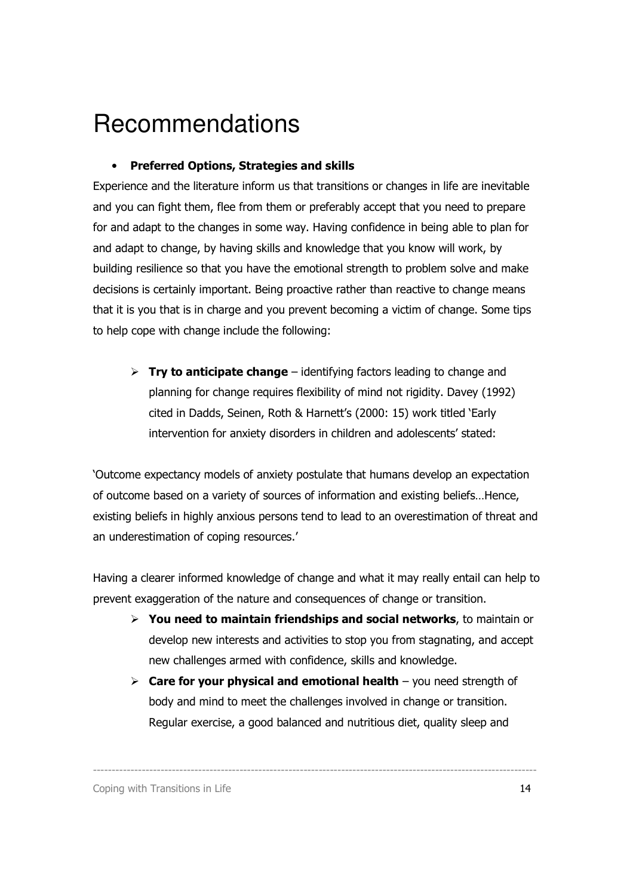# Recommendations

- **Preferred Options, Strategies and skills**

Experience and the literature inform us that transitions or changes in life are inevitable and you can fight them, flee from them or preferably accept that you need to prepare for and adapt to the changes in some way. Having confidence in being able to plan for and adapt to change, by having skills and knowledge that you know will work, by building resilience so that you have the emotional strength to problem solve and make decisions is certainly important. Being proactive rather than reactive to change means that it is you that is in charge and you prevent becoming a victim of change. Some tips to help cope with change include the following:

- **Try to anticipate change** – identifying factors leading to change and planning for change requires flexibility of mind not rigidity. Davey (1992) cited in Dadds, Seinen, Roth & Harnett's (2000: 15) work titled 'Early intervention for anxiety disorders in children and adolescents' stated:

'Outcome expectancy models of anxiety postulate that humans develop an expectation of outcome based on a variety of sources of information and existing beliefs…Hence, existing beliefs in highly anxious persons tend to lead to an overestimation of threat and an underestimation of coping resources.'

Having a clearer informed knowledge of change and what it may really entail can help to prevent exaggeration of the nature and consequences of change or transition.

- **You need to maintain friendships and social networks**, to maintain or develop new interests and activities to stop you from stagnating, and accept new challenges armed with confidence, skills and knowledge.
- **Care for your physical and emotional health** – you need strength of body and mind to meet the challenges involved in change or transition. Regular exercise, a good balanced and nutritious diet, quality sleep and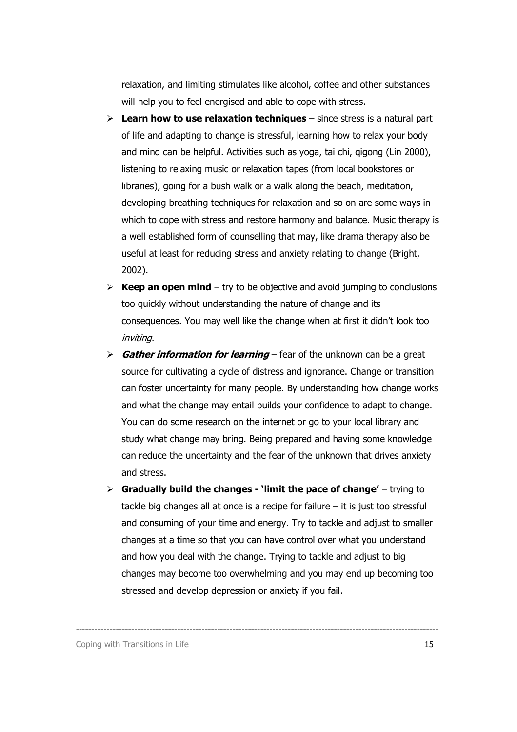relaxation, and limiting stimulates like alcohol, coffee and other substances will help you to feel energised and able to cope with stress.

- **Learn how to use relaxation techniques** – since stress is a natural part of life and adapting to change is stressful, learning how to relax your body and mind can be helpful. Activities such as yoga, tai chi, qigong (Lin 2000), listening to relaxing music or relaxation tapes (from local bookstores or libraries), going for a bush walk or a walk along the beach, meditation, developing breathing techniques for relaxation and so on are some ways in which to cope with stress and restore harmony and balance. Music therapy is a well established form of counselling that may, like drama therapy also be useful at least for reducing stress and anxiety relating to change (Bright, 2002).
- **Keep an open mind** – try to be objective and avoid jumping to conclusions too quickly without understanding the nature of change and its consequences. You may well like the change when at first it didn't look too *inviting.*
- ***Gather information for learning*** – fear of the unknown can be a great source for cultivating a cycle of distress and ignorance. Change or transition can foster uncertainty for many people. By understanding how change works and what the change may entail builds your confidence to adapt to change. You can do some research on the internet or go to your local library and study what change may bring. Being prepared and having some knowledge can reduce the uncertainty and the fear of the unknown that drives anxiety and stress.
- **Gradually build the changes - 'limit the pace of change'** – trying to tackle big changes all at once is a recipe for failure – it is just too stressful and consuming of your time and energy. Try to tackle and adjust to smaller changes at a time so that you can have control over what you understand and how you deal with the change. Trying to tackle and adjust to big changes may become too overwhelming and you may end up becoming too stressed and develop depression or anxiety if you fail.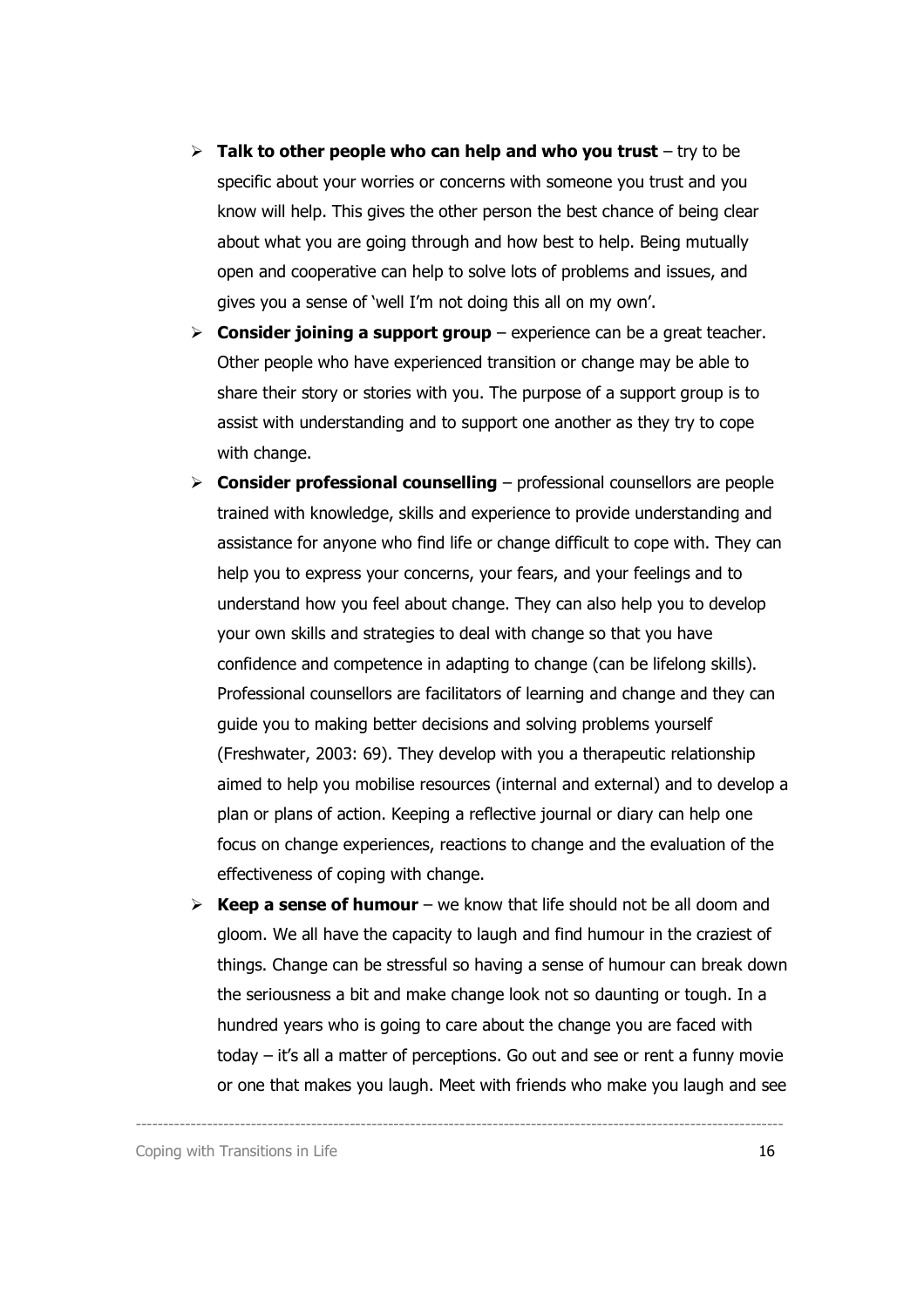- **Talk to other people who can help and who you trust** – try to be specific about your worries or concerns with someone you trust and you know will help. This gives the other person the best chance of being clear about what you are going through and how best to help. Being mutually open and cooperative can help to solve lots of problems and issues, and gives you a sense of 'well I'm not doing this all on my own'.
- **Consider joining a support group** – experience can be a great teacher. Other people who have experienced transition or change may be able to share their story or stories with you. The purpose of a support group is to assist with understanding and to support one another as they try to cope with change.
- **Consider professional counselling** – professional counsellors are people trained with knowledge, skills and experience to provide understanding and assistance for anyone who find life or change difficult to cope with. They can help you to express your concerns, your fears, and your feelings and to understand how you feel about change. They can also help you to develop your own skills and strategies to deal with change so that you have confidence and competence in adapting to change (can be lifelong skills). Professional counsellors are facilitators of learning and change and they can guide you to making better decisions and solving problems yourself (Freshwater, 2003: 69). They develop with you a therapeutic relationship aimed to help you mobilise resources (internal and external) and to develop a plan or plans of action. Keeping a reflective journal or diary can help one focus on change experiences, reactions to change and the evaluation of the effectiveness of coping with change.
- **Keep a sense of humour** – we know that life should not be all doom and gloom. We all have the capacity to laugh and find humour in the craziest of things. Change can be stressful so having a sense of humour can break down the seriousness a bit and make change look not so daunting or tough. In a hundred years who is going to care about the change you are faced with today – it's all a matter of perceptions. Go out and see or rent a funny movie or one that makes you laugh. Meet with friends who make you laugh and see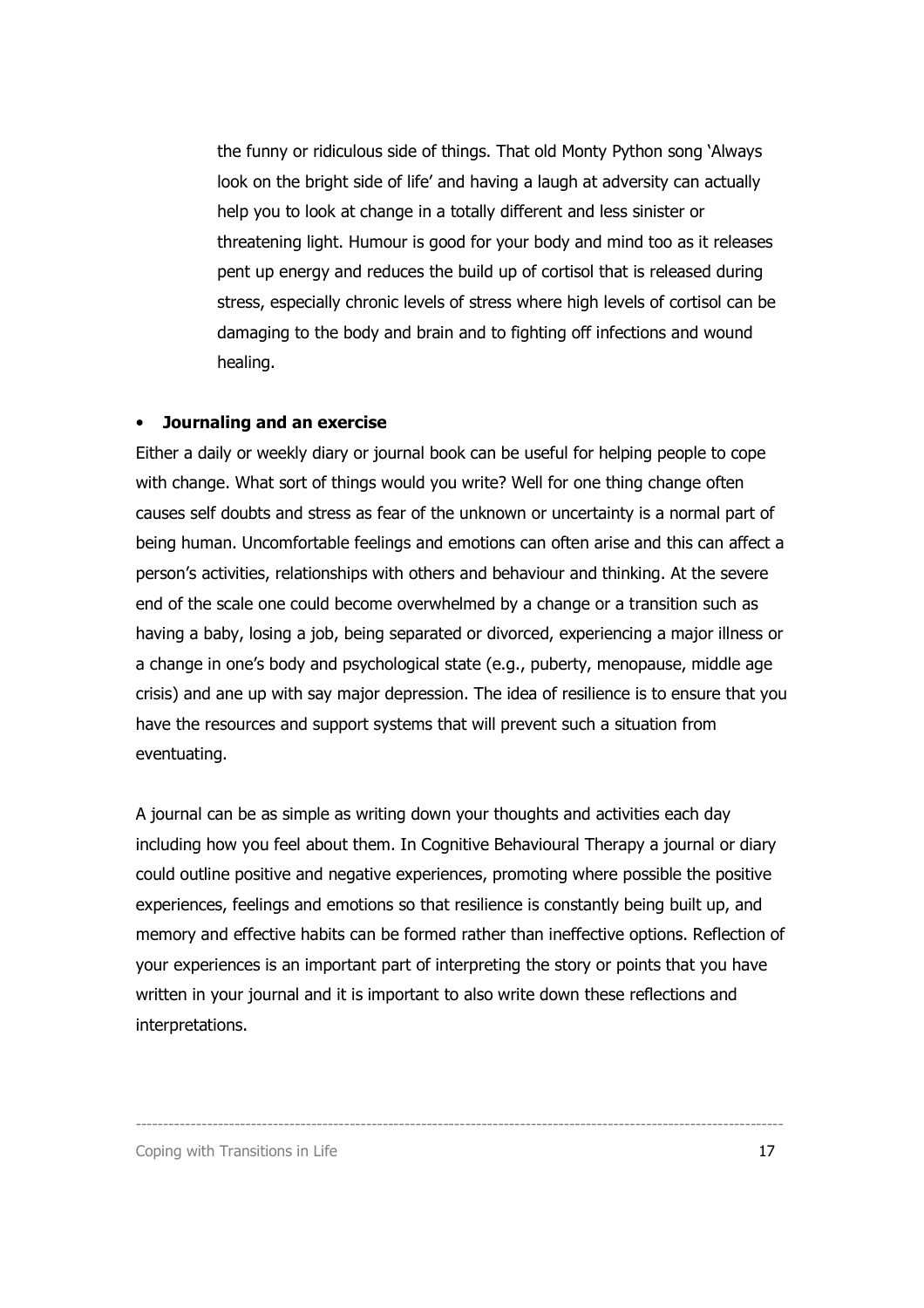the funny or ridiculous side of things. That old Monty Python song 'Always look on the bright side of life' and having a laugh at adversity can actually help you to look at change in a totally different and less sinister or threatening light. Humour is good for your body and mind too as it releases pent up energy and reduces the build up of cortisol that is released during stress, especially chronic levels of stress where high levels of cortisol can be damaging to the body and brain and to fighting off infections and wound healing.

- **Journaling and an exercise**

Either a daily or weekly diary or journal book can be useful for helping people to cope with change. What sort of things would you write? Well for one thing change often causes self doubts and stress as fear of the unknown or uncertainty is a normal part of being human. Uncomfortable feelings and emotions can often arise and this can affect a person's activities, relationships with others and behaviour and thinking. At the severe end of the scale one could become overwhelmed by a change or a transition such as having a baby, losing a job, being separated or divorced, experiencing a major illness or a change in one's body and psychological state (e.g., puberty, menopause, middle age crisis) and ane up with say major depression. The idea of resilience is to ensure that you have the resources and support systems that will prevent such a situation from eventuating.

A journal can be as simple as writing down your thoughts and activities each day including how you feel about them. In Cognitive Behavioural Therapy a journal or diary could outline positive and negative experiences, promoting where possible the positive experiences, feelings and emotions so that resilience is constantly being built up, and memory and effective habits can be formed rather than ineffective options. Reflection of your experiences is an important part of interpreting the story or points that you have written in your journal and it is important to also write down these reflections and interpretations.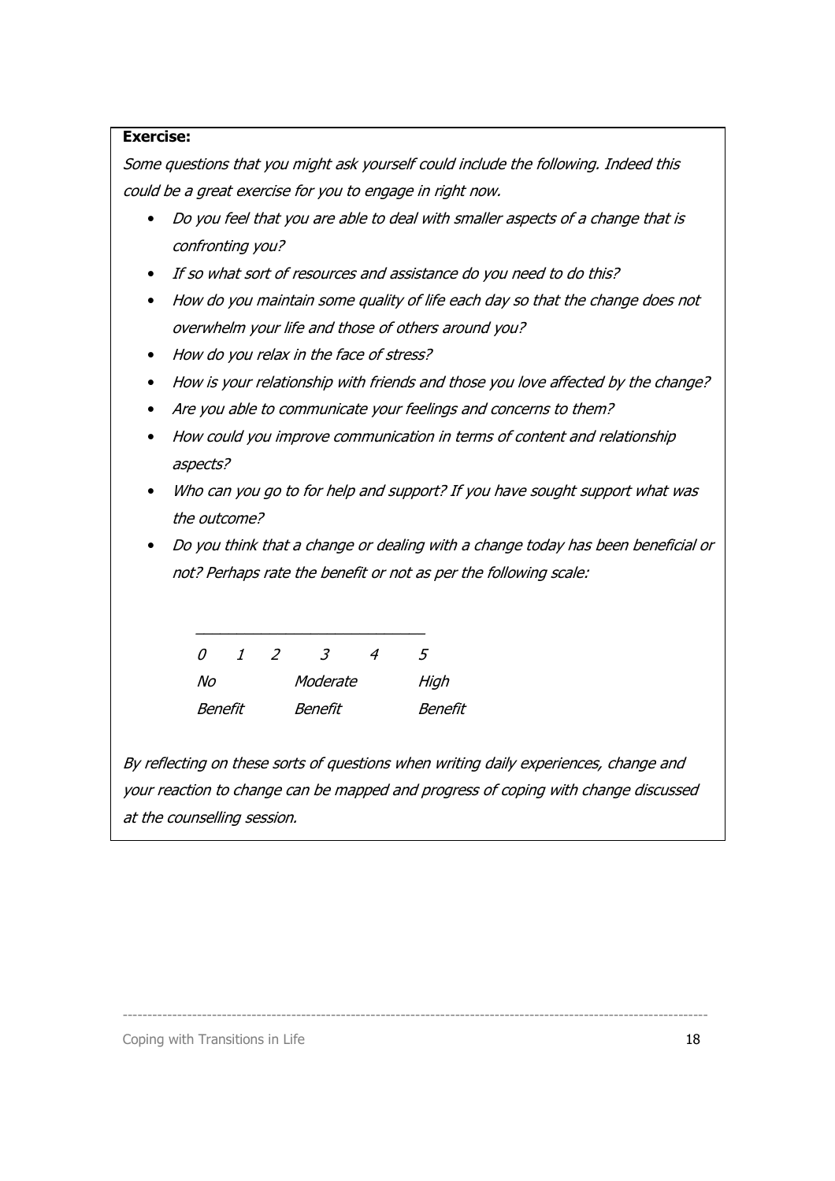**Exercise:**

*Some questions that you might ask yourself could include the following. Indeed this could be a great exercise for you to engage in right now.*

- *Do you feel that you are able to deal with smaller aspects of a change that is confronting you?*
- *If so what sort of resources and assistance do you need to do this?*
- *How do you maintain some quality of life each day so that the change does not overwhelm your life and those of others around you?*
- *How do you relax in the face of stress?*
- *How is your relationship with friends and those you love affected by the change?*
- *Are you able to communicate your feelings and concerns to them?*
- *How could you improve communication in terms of content and relationship aspects?*
- *Who can you go to for help and support? If you have sought support what was the outcome?*
- *Do you think that a change or dealing with a change today has been beneficial or not? Perhaps rate the benefit or not as per the following scale:*

| | | | | | |
|---|---|---|---|---|---|
| *0* | *1* | *2* | *3* | *4* | *5* |
| *No Benefit* | | | *Moderate Benefit* | | *High Benefit* |

*By reflecting on these sorts of questions when writing daily experiences, change and your reaction to change can be mapped and progress of coping with change discussed at the counselling session.*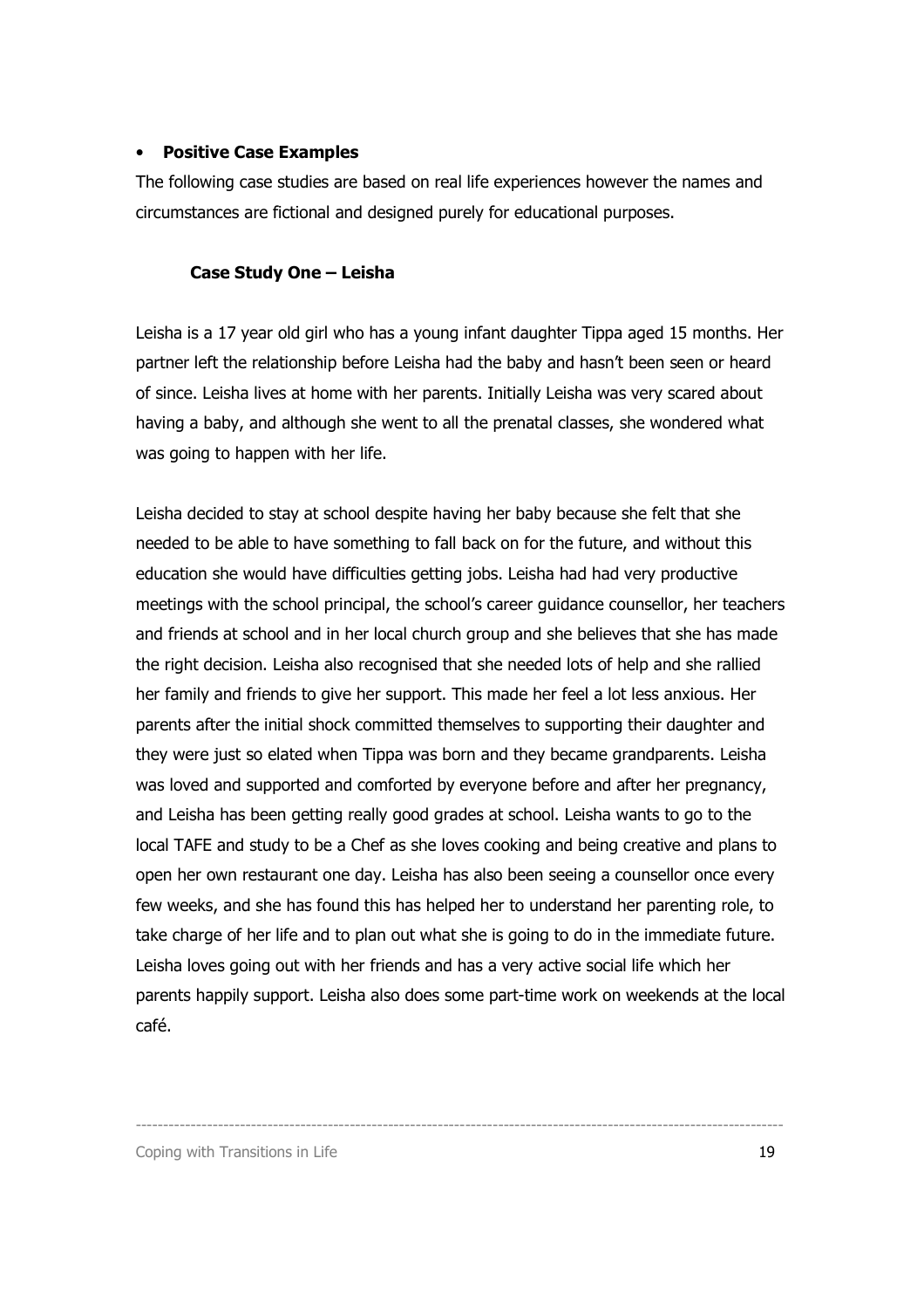- **Positive Case Examples**

The following case studies are based on real life experiences however the names and circumstances are fictional and designed purely for educational purposes.

### Case Study One – Leisha

Leisha is a 17 year old girl who has a young infant daughter Tippa aged 15 months. Her partner left the relationship before Leisha had the baby and hasn't been seen or heard of since. Leisha lives at home with her parents. Initially Leisha was very scared about having a baby, and although she went to all the prenatal classes, she wondered what was going to happen with her life.

Leisha decided to stay at school despite having her baby because she felt that she needed to be able to have something to fall back on for the future, and without this education she would have difficulties getting jobs. Leisha had had very productive meetings with the school principal, the school's career guidance counsellor, her teachers and friends at school and in her local church group and she believes that she has made the right decision. Leisha also recognised that she needed lots of help and she rallied her family and friends to give her support. This made her feel a lot less anxious. Her parents after the initial shock committed themselves to supporting their daughter and they were just so elated when Tippa was born and they became grandparents. Leisha was loved and supported and comforted by everyone before and after her pregnancy, and Leisha has been getting really good grades at school. Leisha wants to go to the local TAFE and study to be a Chef as she loves cooking and being creative and plans to open her own restaurant one day. Leisha has also been seeing a counsellor once every few weeks, and she has found this has helped her to understand her parenting role, to take charge of her life and to plan out what she is going to do in the immediate future. Leisha loves going out with her friends and has a very active social life which her parents happily support. Leisha also does some part-time work on weekends at the local café.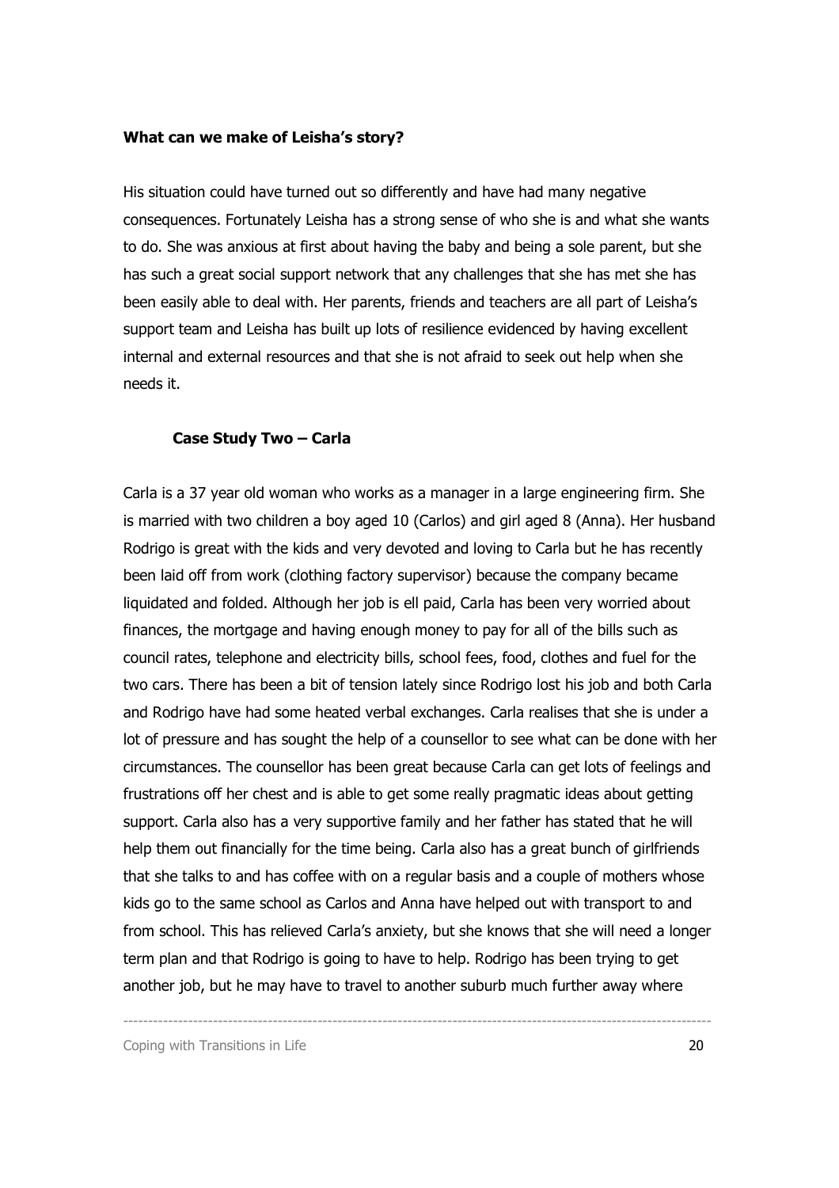**What can we make of Leisha's story?**

His situation could have turned out so differently and have had many negative consequences. Fortunately Leisha has a strong sense of who she is and what she wants to do. She was anxious at first about having the baby and being a sole parent, but she has such a great social support network that any challenges that she has met she has been easily able to deal with. Her parents, friends and teachers are all part of Leisha's support team and Leisha has built up lots of resilience evidenced by having excellent internal and external resources and that she is not afraid to seek out help when she needs it.

**Case Study Two – Carla**

Carla is a 37 year old woman who works as a manager in a large engineering firm. She is married with two children a boy aged 10 (Carlos) and girl aged 8 (Anna). Her husband Rodrigo is great with the kids and very devoted and loving to Carla but he has recently been laid off from work (clothing factory supervisor) because the company became liquidated and folded. Although her job is ell paid, Carla has been very worried about finances, the mortgage and having enough money to pay for all of the bills such as council rates, telephone and electricity bills, school fees, food, clothes and fuel for the two cars. There has been a bit of tension lately since Rodrigo lost his job and both Carla and Rodrigo have had some heated verbal exchanges. Carla realises that she is under a lot of pressure and has sought the help of a counsellor to see what can be done with her circumstances. The counsellor has been great because Carla can get lots of feelings and frustrations off her chest and is able to get some really pragmatic ideas about getting support. Carla also has a very supportive family and her father has stated that he will help them out financially for the time being. Carla also has a great bunch of girlfriends that she talks to and has coffee with on a regular basis and a couple of mothers whose kids go to the same school as Carlos and Anna have helped out with transport to and from school. This has relieved Carla's anxiety, but she knows that she will need a longer term plan and that Rodrigo is going to have to help. Rodrigo has been trying to get another job, but he may have to travel to another suburb much further away where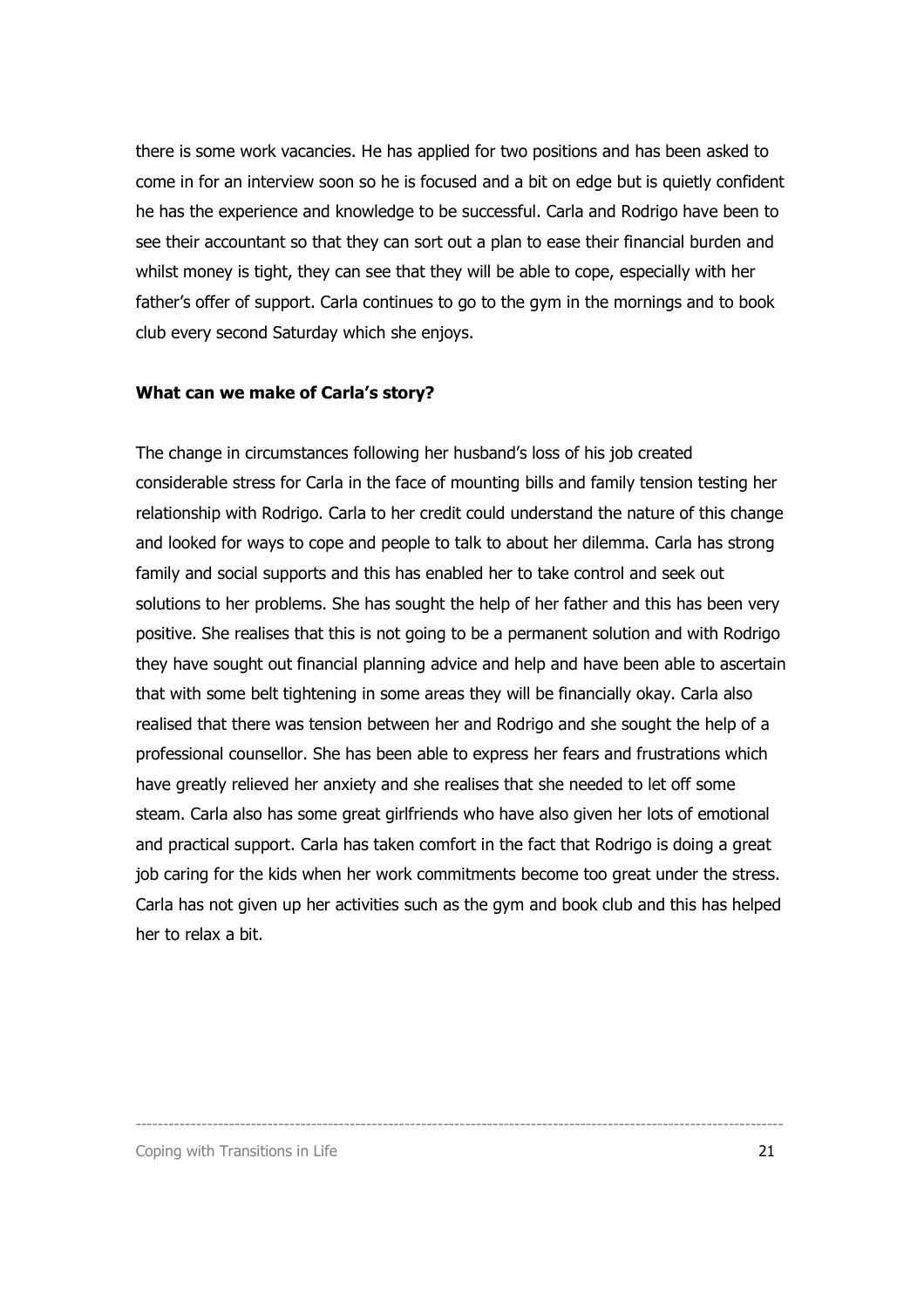there is some work vacancies. He has applied for two positions and has been asked to come in for an interview soon so he is focused and a bit on edge but is quietly confident he has the experience and knowledge to be successful. Carla and Rodrigo have been to see their accountant so that they can sort out a plan to ease their financial burden and whilst money is tight, they can see that they will be able to cope, especially with her father's offer of support. Carla continues to go to the gym in the mornings and to book club every second Saturday which she enjoys.

**What can we make of Carla's story?**

The change in circumstances following her husband's loss of his job created considerable stress for Carla in the face of mounting bills and family tension testing her relationship with Rodrigo. Carla to her credit could understand the nature of this change and looked for ways to cope and people to talk to about her dilemma. Carla has strong family and social supports and this has enabled her to take control and seek out solutions to her problems. She has sought the help of her father and this has been very positive. She realises that this is not going to be a permanent solution and with Rodrigo they have sought out financial planning advice and help and have been able to ascertain that with some belt tightening in some areas they will be financially okay. Carla also realised that there was tension between her and Rodrigo and she sought the help of a professional counsellor. She has been able to express her fears and frustrations which have greatly relieved her anxiety and she realises that she needed to let off some steam. Carla also has some great girlfriends who have also given her lots of emotional and practical support. Carla has taken comfort in the fact that Rodrigo is doing a great job caring for the kids when her work commitments become too great under the stress. Carla has not given up her activities such as the gym and book club and this has helped her to relax a bit.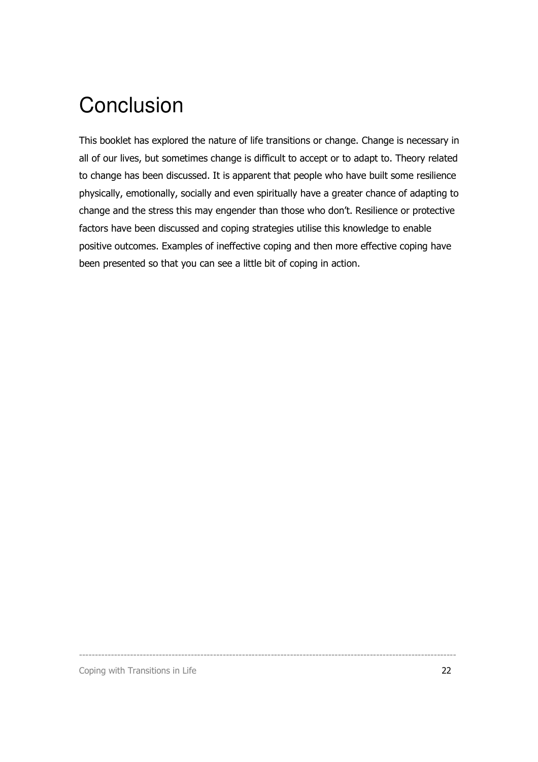# Conclusion

This booklet has explored the nature of life transitions or change. Change is necessary in all of our lives, but sometimes change is difficult to accept or to adapt to. Theory related to change has been discussed. It is apparent that people who have built some resilience physically, emotionally, socially and even spiritually have a greater chance of adapting to change and the stress this may engender than those who don't. Resilience or protective factors have been discussed and coping strategies utilise this knowledge to enable positive outcomes. Examples of ineffective coping and then more effective coping have been presented so that you can see a little bit of coping in action.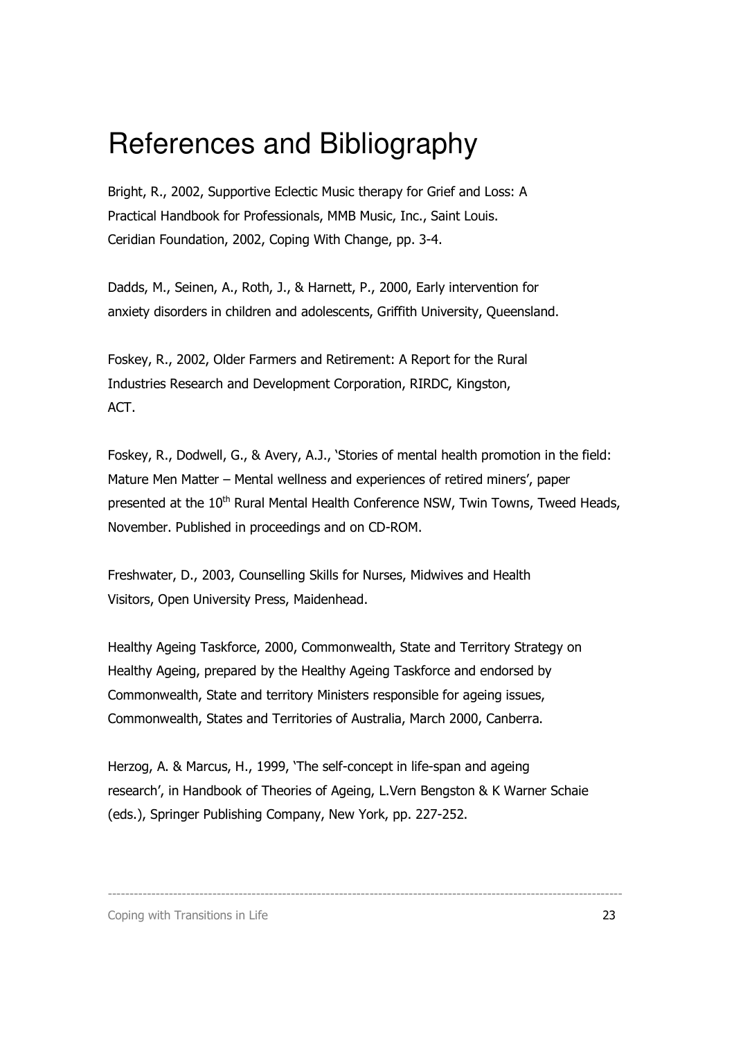# References and Bibliography

Bright, R., 2002, Supportive Eclectic Music therapy for Grief and Loss: A Practical Handbook for Professionals, MMB Music, Inc., Saint Louis.
Ceridian Foundation, 2002, Coping With Change, pp. 3-4.

Dadds, M., Seinen, A., Roth, J., & Harnett, P., 2000, Early intervention for anxiety disorders in children and adolescents, Griffith University, Queensland.

Foskey, R., 2002, Older Farmers and Retirement: A Report for the Rural Industries Research and Development Corporation, RIRDC, Kingston, ACT.

Foskey, R., Dodwell, G., & Avery, A.J., 'Stories of mental health promotion in the field: Mature Men Matter – Mental wellness and experiences of retired miners', paper presented at the 10th Rural Mental Health Conference NSW, Twin Towns, Tweed Heads, November. Published in proceedings and on CD-ROM.

Freshwater, D., 2003, Counselling Skills for Nurses, Midwives and Health Visitors, Open University Press, Maidenhead.

Healthy Ageing Taskforce, 2000, Commonwealth, State and Territory Strategy on Healthy Ageing, prepared by the Healthy Ageing Taskforce and endorsed by Commonwealth, State and territory Ministers responsible for ageing issues, Commonwealth, States and Territories of Australia, March 2000, Canberra.

Herzog, A. & Marcus, H., 1999, 'The self-concept in life-span and ageing research', in Handbook of Theories of Ageing, L.Vern Bengston & K Warner Schaie (eds.), Springer Publishing Company, New York, pp. 227-252.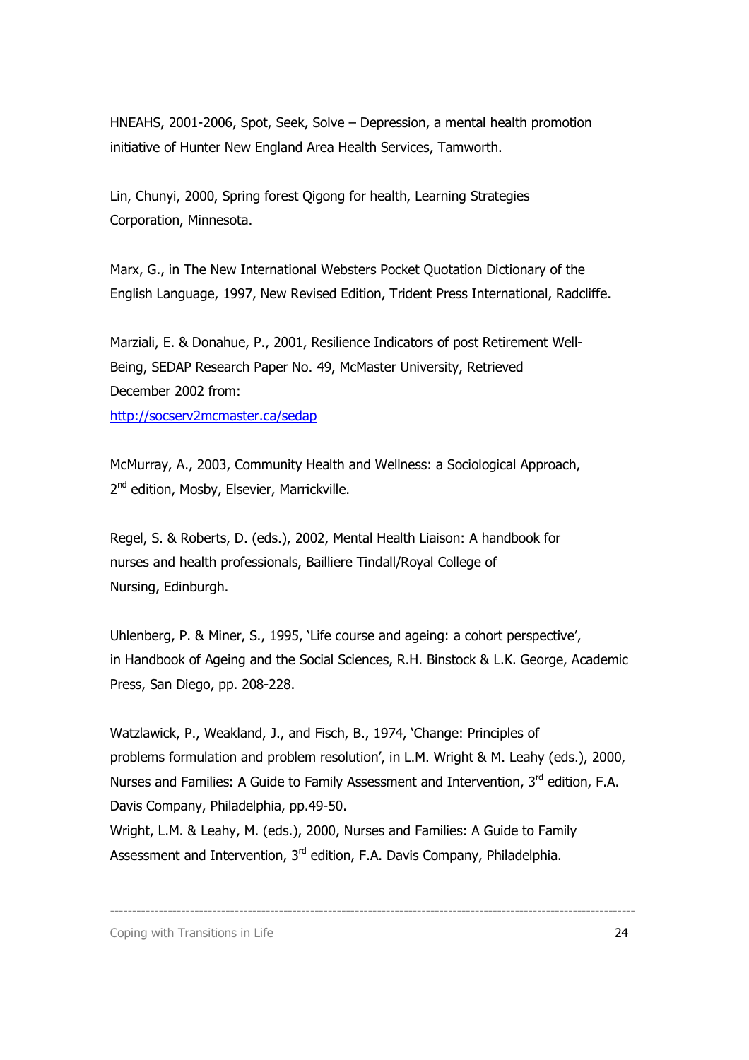HNEAHS, 2001-2006, Spot, Seek, Solve – Depression, a mental health promotion initiative of Hunter New England Area Health Services, Tamworth.

Lin, Chunyi, 2000, Spring forest Qigong for health, Learning Strategies Corporation, Minnesota.

Marx, G., in The New International Websters Pocket Quotation Dictionary of the English Language, 1997, New Revised Edition, Trident Press International, Radcliffe.

Marziali, E. & Donahue, P., 2001, Resilience Indicators of post Retirement Well-Being, SEDAP Research Paper No. 49, McMaster University, Retrieved December 2002 from:
[http://socserv2mcmaster.ca/sedap](http://socserv2mcmaster.ca/sedap)

McMurray, A., 2003, Community Health and Wellness: a Sociological Approach, 2nd edition, Mosby, Elsevier, Marrickville.

Regel, S. & Roberts, D. (eds.), 2002, Mental Health Liaison: A handbook for nurses and health professionals, Bailliere Tindall/Royal College of Nursing, Edinburgh.

Uhlenberg, P. & Miner, S., 1995, 'Life course and ageing: a cohort perspective', in Handbook of Ageing and the Social Sciences, R.H. Binstock & L.K. George, Academic Press, San Diego, pp. 208-228.

Watzlawick, P., Weakland, J., and Fisch, B., 1974, 'Change: Principles of problems formulation and problem resolution', in L.M. Wright & M. Leahy (eds.), 2000, Nurses and Families: A Guide to Family Assessment and Intervention, 3rd edition, F.A. Davis Company, Philadelphia, pp.49-50.

Wright, L.M. & Leahy, M. (eds.), 2000, Nurses and Families: A Guide to Family Assessment and Intervention, 3rd edition, F.A. Davis Company, Philadelphia.